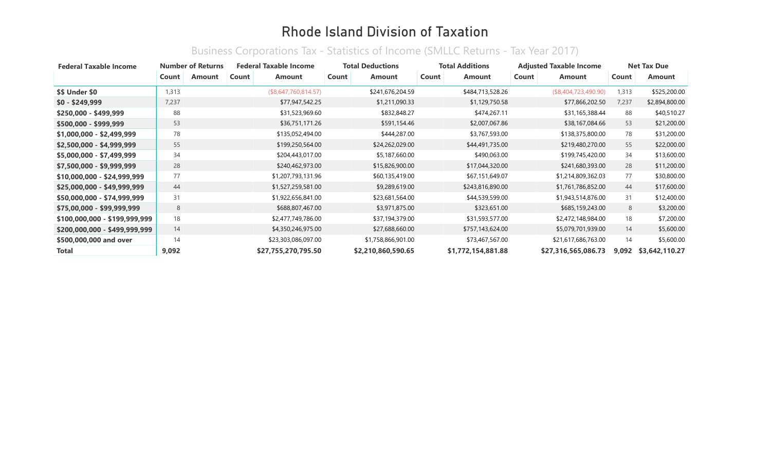# Rhode Island Division of Taxation

## Business Corporations Tax - Statistics of Income (SMLLC Returns - Tax Year 2017)

| Federal Taxable Income | Number of Returns | | Federal Taxable Income | | Total Deductions | | Total Additions | | Adjusted Taxable Income | | Net Tax Due | |
|---|---|---|---|---|---|---|---|---|---|---|---|---|
| | Count | Amount | Count | Amount | Count | Amount | Count | Amount | Count | Amount | Count | Amount |
| $$ Under $0 | 1,313 | | | ($8,647,760,814.57) | | $241,676,204.59 | | $484,713,528.26 | | ($8,404,723,490.90) | 1,313 | $525,200.00 |
| $0 - $249,999 | 7,237 | | | $77,947,542.25 | | $1,211,090.33 | | $1,129,750.58 | | $77,866,202.50 | 7,237 | $2,894,800.00 |
| $250,000 - $499,999 | 88 | | | $31,523,969.60 | | $832,848.27 | | $474,267.11 | | $31,165,388.44 | 88 | $40,510.27 |
| $500,000 - $999,999 | 53 | | | $36,751,171.26 | | $591,154.46 | | $2,007,067.86 | | $38,167,084.66 | 53 | $21,200.00 |
| $1,000,000 - $2,499,999 | 78 | | | $135,052,494.00 | | $444,287.00 | | $3,767,593.00 | | $138,375,800.00 | 78 | $31,200.00 |
| $2,500,000 - $4,999,999 | 55 | | | $199,250,564.00 | | $24,262,029.00 | | $44,491,735.00 | | $219,480,270.00 | 55 | $22,000.00 |
| $5,000,000 - $7,499,999 | 34 | | | $204,443,017.00 | | $5,187,660.00 | | $490,063.00 | | $199,745,420.00 | 34 | $13,600.00 |
| $7,500,000 - $9,999,999 | 28 | | | $240,462,973.00 | | $15,826,900.00 | | $17,044,320.00 | | $241,680,393.00 | 28 | $11,200.00 |
| $10,000,000 - $24,999,999 | 77 | | | $1,207,793,131.96 | | $60,135,419.00 | | $67,151,649.07 | | $1,214,809,362.03 | 77 | $30,800.00 |
| $25,000,000 - $49,999,999 | 44 | | | $1,527,259,581.00 | | $9,289,619.00 | | $243,816,890.00 | | $1,761,786,852.00 | 44 | $17,600.00 |
| $50,000,000 - $74,999,999 | 31 | | | $1,922,656,841.00 | | $23,681,564.00 | | $44,539,599.00 | | $1,943,514,876.00 | 31 | $12,400.00 |
| $75,00,000 - $99,999,999 | 8 | | | $688,807,467.00 | | $3,971,875.00 | | $323,651.00 | | $685,159,243.00 | 8 | $3,200.00 |
| $100,000,000 - $199,999,999 | 18 | | | $2,477,749,786.00 | | $37,194,379.00 | | $31,593,577.00 | | $2,472,148,984.00 | 18 | $7,200.00 |
| $200,000,000 - $499,999,999 | 14 | | | $4,350,246,975.00 | | $27,688,660.00 | | $757,143,624.00 | | $5,079,701,939.00 | 14 | $5,600.00 |
| $500,000,000 and over | 14 | | | $23,303,086,097.00 | | $1,758,866,901.00 | | $73,467,567.00 | | $21,617,686,763.00 | 14 | $5,600.00 |
| **Total** | **9,092** | | | **$27,755,270,795.50** | | **$2,210,860,590.65** | | **$1,772,154,881.88** | | **$27,316,565,086.73** | **9,092** | **$3,642,110.27** |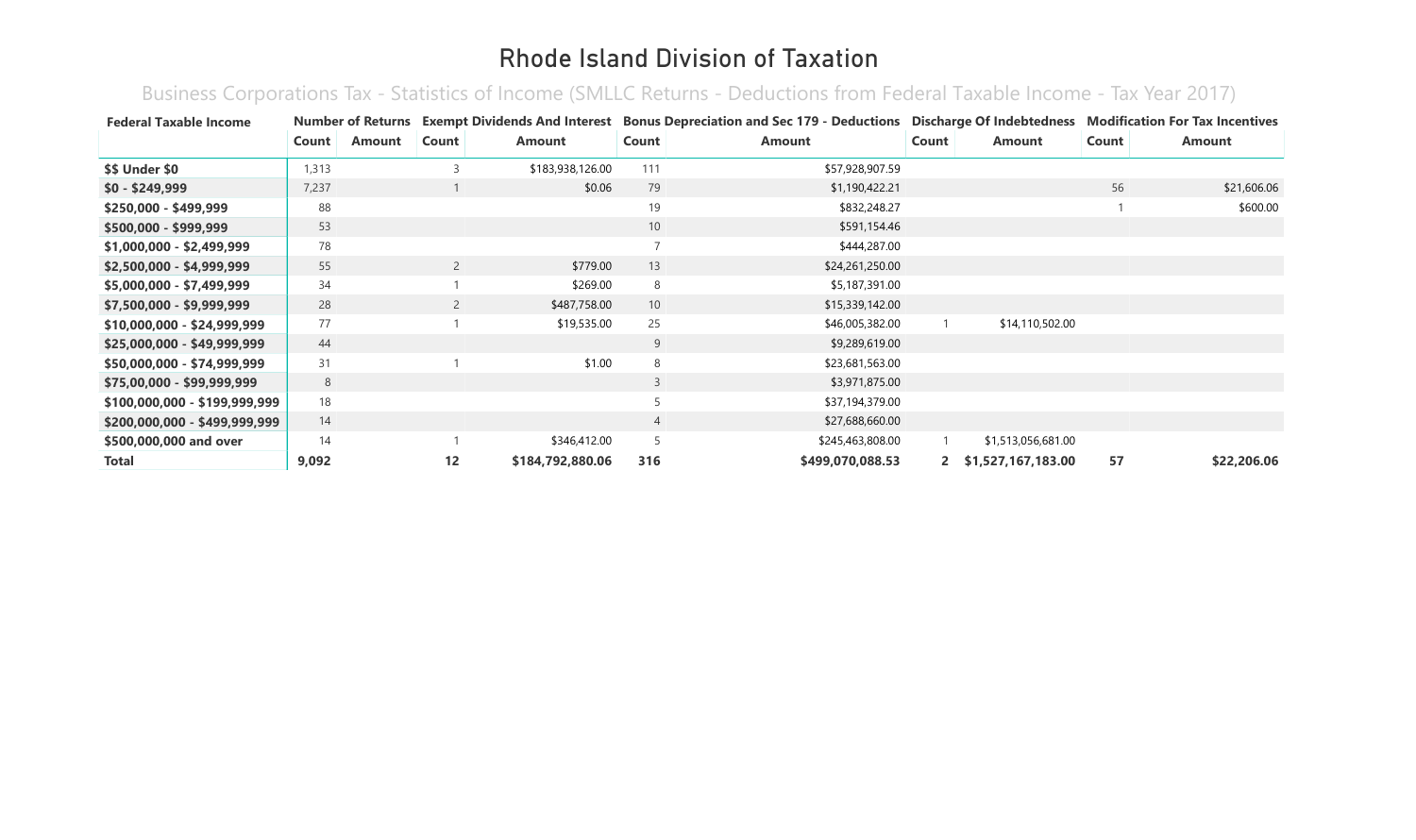# Rhode Island Division of Taxation

## Business Corporations Tax - Statistics of Income (SMLLC Returns - Deductions from Federal Taxable Income - Tax Year 2017)

| Federal Taxable Income | Number of Returns | | Exempt Dividends And Interest | | Bonus Depreciation and Sec 179 - Deductions | | Discharge Of Indebtedness | | Modification For Tax Incentives | |
|---|---|---|---|---|---|---|---|---|---|---|
| | Count | Amount | Count | Amount | Count | Amount | Count | Amount | Count | Amount |
| $$ Under $0 | 1,313 | | 3 | $183,938,126.00 | 111 | $57,928,907.59 | | | | |
| $0 - $249,999 | 7,237 | | 1 | $0.06 | 79 | $1,190,422.21 | | | 56 | $21,606.06 |
| $250,000 - $499,999 | 88 | | | | 19 | $832,248.27 | | | 1 | $600.00 |
| $500,000 - $999,999 | 53 | | | | 10 | $591,154.46 | | | | |
| $1,000,000 - $2,499,999 | 78 | | | | 7 | $444,287.00 | | | | |
| $2,500,000 - $4,999,999 | 55 | | 2 | $779.00 | 13 | $24,261,250.00 | | | | |
| $5,000,000 - $7,499,999 | 34 | | 1 | $269.00 | 8 | $5,187,391.00 | | | | |
| $7,500,000 - $9,999,999 | 28 | | 2 | $487,758.00 | 10 | $15,339,142.00 | | | | |
| $10,000,000 - $24,999,999 | 77 | | 1 | $19,535.00 | 25 | $46,005,382.00 | 1 | $14,110,502.00 | | |
| $25,000,000 - $49,999,999 | 44 | | | | 9 | $9,289,619.00 | | | | |
| $50,000,000 - $74,999,999 | 31 | | 1 | $1.00 | 8 | $23,681,563.00 | | | | |
| $75,00,000 - $99,999,999 | 8 | | | | 3 | $3,971,875.00 | | | | |
| $100,000,000 - $199,999,999 | 18 | | | | 5 | $37,194,379.00 | | | | |
| $200,000,000 - $499,999,999 | 14 | | | | 4 | $27,688,660.00 | | | | |
| $500,000,000 and over | 14 | | 1 | $346,412.00 | 5 | $245,463,808.00 | 1 | $1,513,056,681.00 | | |
| **Total** | **9,092** | | **12** | **$184,792,880.06** | **316** | **$499,070,088.53** | **2** | **$1,527,167,183.00** | **57** | **$22,206.06** |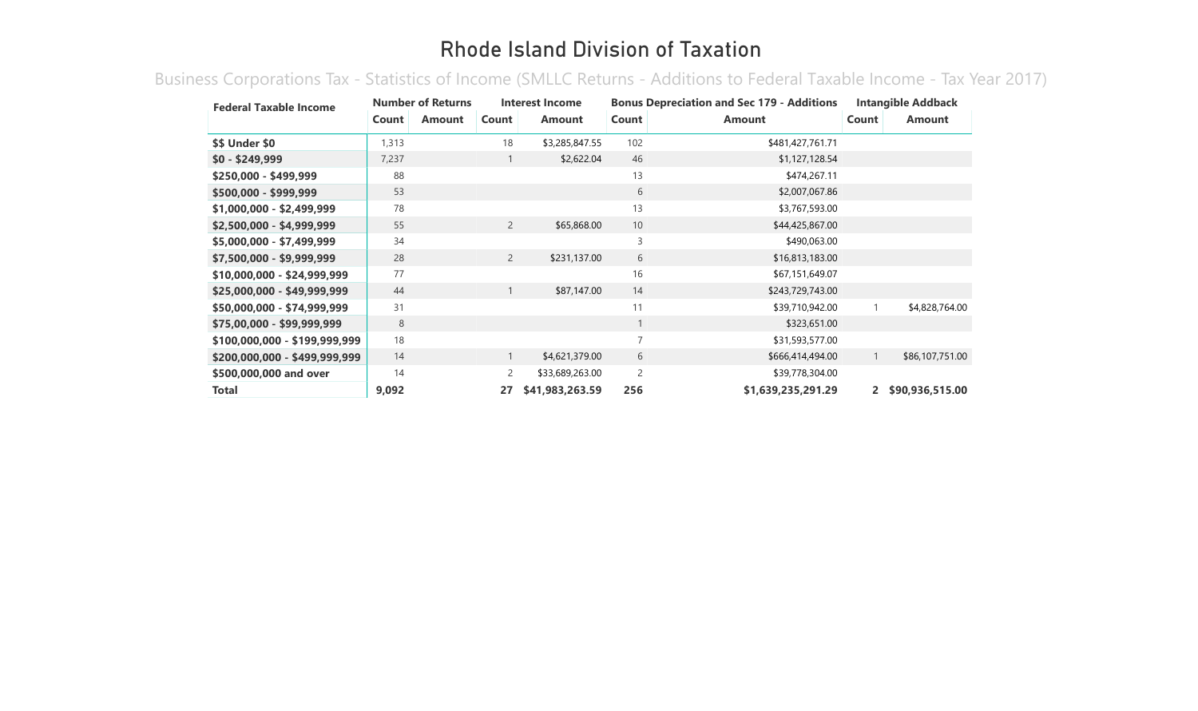# Rhode Island Division of Taxation

## Business Corporations Tax - Statistics of Income (SMLLC Returns - Additions to Federal Taxable Income - Tax Year 2017)

| Federal Taxable Income | Number of Returns | | Interest Income | | Bonus Depreciation and Sec 179 - Additions | | Intangible Addback | |
|---|---|---|---|---|---|---|---|---|
| | Count | Amount | Count | Amount | Count | Amount | Count | Amount |
| **$$ Under $0** | 1,313 | | 18 | $3,285,847.55 | 102 | $481,427,761.71 | | |
| **$0 - $249,999** | 7,237 | | 1 | $2,622.04 | 46 | $1,127,128.54 | | |
| **$250,000 - $499,999** | 88 | | | | 13 | $474,267.11 | | |
| **$500,000 - $999,999** | 53 | | | | 6 | $2,007,067.86 | | |
| **$1,000,000 - $2,499,999** | 78 | | | | 13 | $3,767,593.00 | | |
| **$2,500,000 - $4,999,999** | 55 | | 2 | $65,868.00 | 10 | $44,425,867.00 | | |
| **$5,000,000 - $7,499,999** | 34 | | | | 3 | $490,063.00 | | |
| **$7,500,000 - $9,999,999** | 28 | | 2 | $231,137.00 | 6 | $16,813,183.00 | | |
| **$10,000,000 - $24,999,999** | 77 | | | | 16 | $67,151,649.07 | | |
| **$25,000,000 - $49,999,999** | 44 | | 1 | $87,147.00 | 14 | $243,729,743.00 | | |
| **$50,000,000 - $74,999,999** | 31 | | | | 11 | $39,710,942.00 | 1 | $4,828,764.00 |
| **$75,000,000 - $99,999,999** | 8 | | | | 1 | $323,651.00 | | |
| **$100,000,000 - $199,999,999** | 18 | | | | 7 | $31,593,577.00 | | |
| **$200,000,000 - $499,999,999** | 14 | | 1 | $4,621,379.00 | 6 | $666,414,494.00 | 1 | $86,107,751.00 |
| **$500,000,000 and over** | 14 | | 2 | $33,689,263.00 | 2 | $39,778,304.00 | | |
| **Total** | **9,092** | | **27** | **$41,983,263.59** | **256** | **$1,639,235,291.29** | **2** | **$90,936,515.00** |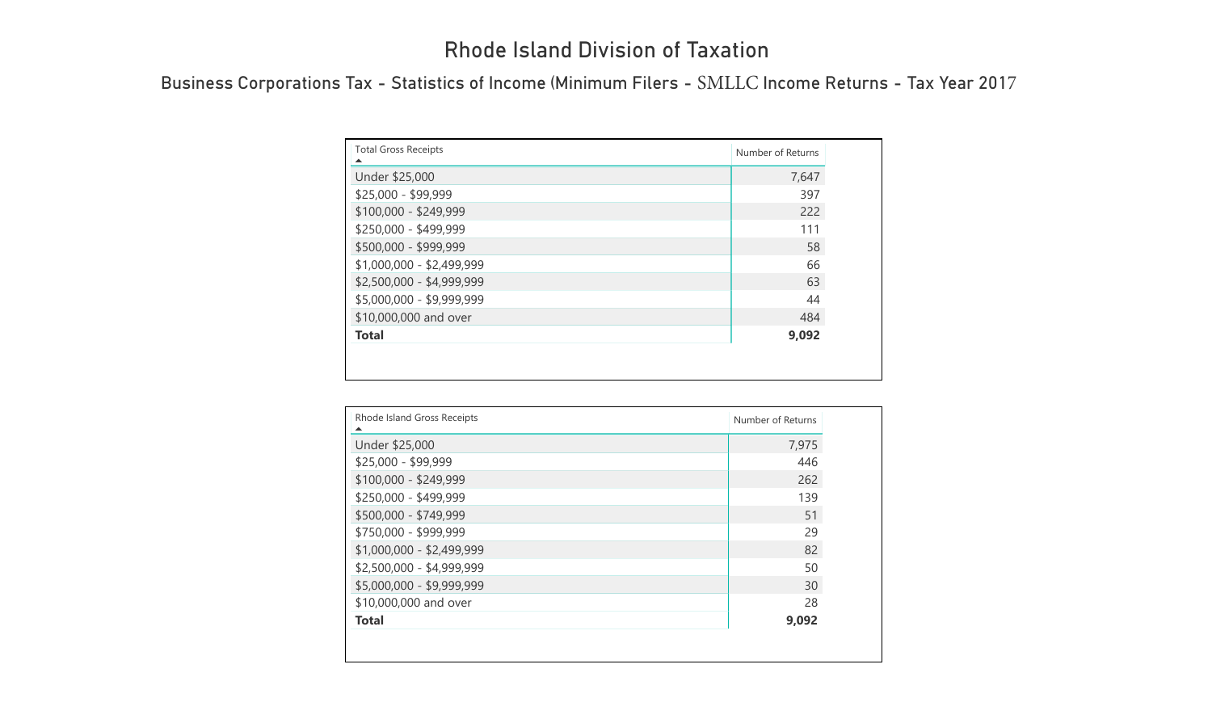# Rhode Island Division of Taxation

## Business Corporations Tax - Statistics of Income (Minimum Filers - SMLLC Income Returns - Tax Year 2017

| Total Gross Receipts | Number of Returns |
| --- | --- |
| Under $25,000 | 7,647 |
| $25,000 - $99,999 | 397 |
| $100,000 - $249,999 | 222 |
| $250,000 - $499,999 | 111 |
| $500,000 - $999,999 | 58 |
| $1,000,000 - $2,499,999 | 66 |
| $2,500,000 - $4,999,999 | 63 |
| $5,000,000 - $9,999,999 | 44 |
| $10,000,000 and over | 484 |
| **Total** | **9,092** |

| Rhode Island Gross Receipts | Number of Returns |
| --- | --- |
| Under $25,000 | 7,975 |
| $25,000 - $99,999 | 446 |
| $100,000 - $249,999 | 262 |
| $250,000 - $499,999 | 139 |
| $500,000 - $749,999 | 51 |
| $750,000 - $999,999 | 29 |
| $1,000,000 - $2,499,999 | 82 |
| $2,500,000 - $4,999,999 | 50 |
| $5,000,000 - $9,999,999 | 30 |
| $10,000,000 and over | 28 |
| **Total** | **9,092** |